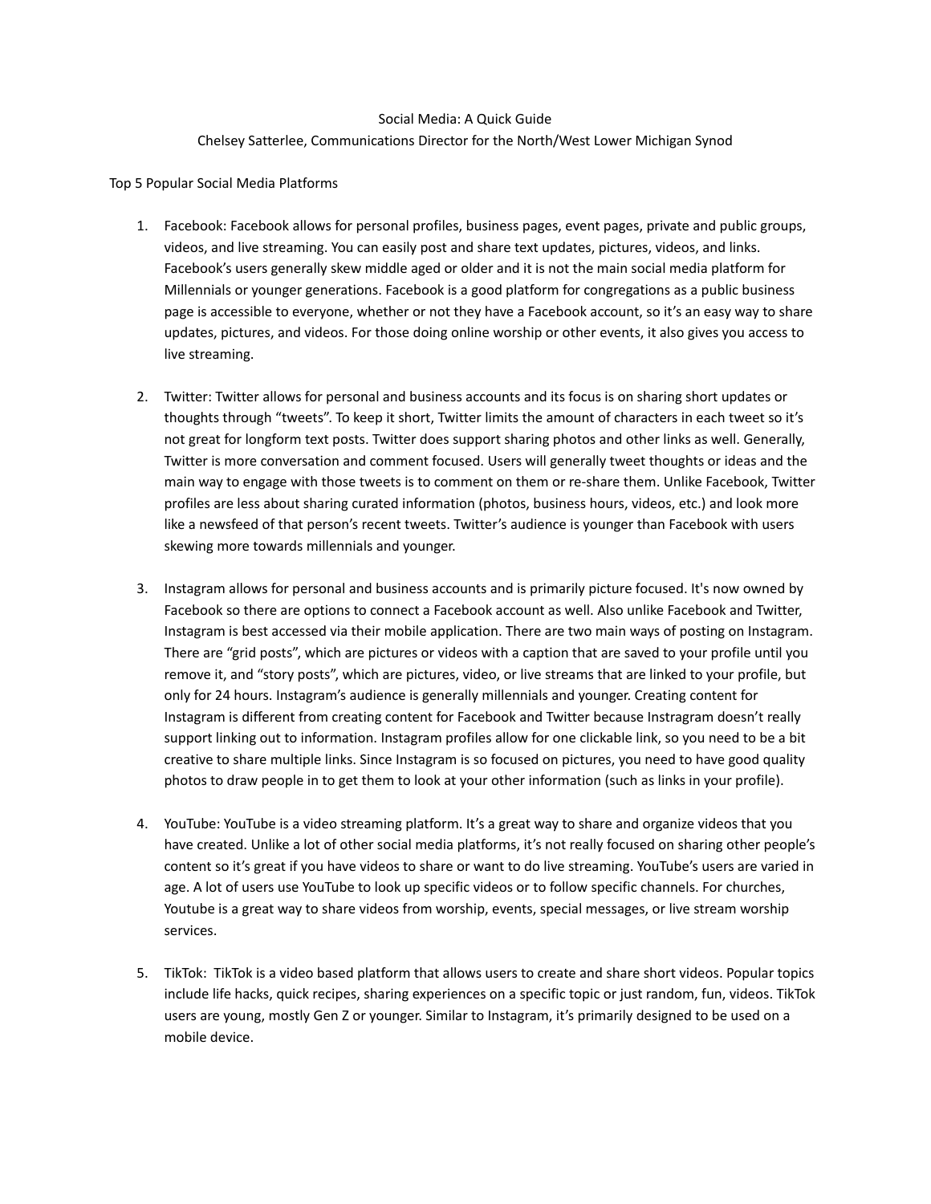# Social Media: A Quick Guide

Chelsey Satterlee, Communications Director for the North/West Lower Michigan Synod

## Top 5 Popular Social Media Platforms

1. Facebook: Facebook allows for personal profiles, business pages, event pages, private and public groups, videos, and live streaming. You can easily post and share text updates, pictures, videos, and links. Facebook's users generally skew middle aged or older and it is not the main social media platform for Millennials or younger generations. Facebook is a good platform for congregations as a public business page is accessible to everyone, whether or not they have a Facebook account, so it's an easy way to share updates, pictures, and videos. For those doing online worship or other events, it also gives you access to live streaming.

2. Twitter: Twitter allows for personal and business accounts and its focus is on sharing short updates or thoughts through "tweets". To keep it short, Twitter limits the amount of characters in each tweet so it's not great for longform text posts. Twitter does support sharing photos and other links as well. Generally, Twitter is more conversation and comment focused. Users will generally tweet thoughts or ideas and the main way to engage with those tweets is to comment on them or re-share them. Unlike Facebook, Twitter profiles are less about sharing curated information (photos, business hours, videos, etc.) and look more like a newsfeed of that person's recent tweets. Twitter's audience is younger than Facebook with users skewing more towards millennials and younger.

3. Instagram allows for personal and business accounts and is primarily picture focused. It's now owned by Facebook so there are options to connect a Facebook account as well. Also unlike Facebook and Twitter, Instagram is best accessed via their mobile application. There are two main ways of posting on Instagram. There are "grid posts", which are pictures or videos with a caption that are saved to your profile until you remove it, and "story posts", which are pictures, video, or live streams that are linked to your profile, but only for 24 hours. Instagram's audience is generally millennials and younger. Creating content for Instagram is different from creating content for Facebook and Twitter because Instragram doesn't really support linking out to information. Instagram profiles allow for one clickable link, so you need to be a bit creative to share multiple links. Since Instagram is so focused on pictures, you need to have good quality photos to draw people in to get them to look at your other information (such as links in your profile).

4. YouTube: YouTube is a video streaming platform. It's a great way to share and organize videos that you have created. Unlike a lot of other social media platforms, it's not really focused on sharing other people's content so it's great if you have videos to share or want to do live streaming. YouTube's users are varied in age. A lot of users use YouTube to look up specific videos or to follow specific channels. For churches, Youtube is a great way to share videos from worship, events, special messages, or live stream worship services.

5. TikTok: TikTok is a video based platform that allows users to create and share short videos. Popular topics include life hacks, quick recipes, sharing experiences on a specific topic or just random, fun, videos. TikTok users are young, mostly Gen Z or younger. Similar to Instagram, it's primarily designed to be used on a mobile device.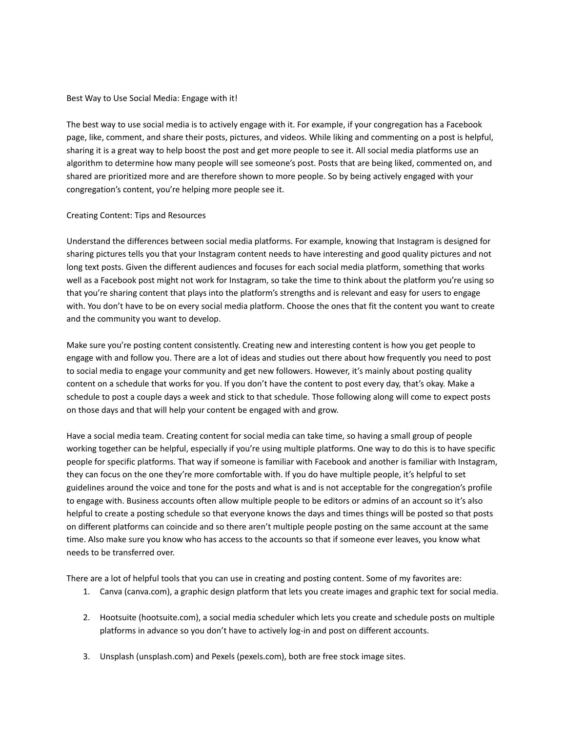## Best Way to Use Social Media: Engage with it!

The best way to use social media is to actively engage with it. For example, if your congregation has a Facebook page, like, comment, and share their posts, pictures, and videos. While liking and commenting on a post is helpful, sharing it is a great way to help boost the post and get more people to see it. All social media platforms use an algorithm to determine how many people will see someone's post. Posts that are being liked, commented on, and shared are prioritized more and are therefore shown to more people. So by being actively engaged with your congregation's content, you're helping more people see it.

## Creating Content: Tips and Resources

Understand the differences between social media platforms. For example, knowing that Instagram is designed for sharing pictures tells you that your Instagram content needs to have interesting and good quality pictures and not long text posts. Given the different audiences and focuses for each social media platform, something that works well as a Facebook post might not work for Instagram, so take the time to think about the platform you're using so that you're sharing content that plays into the platform's strengths and is relevant and easy for users to engage with. You don't have to be on every social media platform. Choose the ones that fit the content you want to create and the community you want to develop.

Make sure you're posting content consistently. Creating new and interesting content is how you get people to engage with and follow you. There are a lot of ideas and studies out there about how frequently you need to post to social media to engage your community and get new followers. However, it's mainly about posting quality content on a schedule that works for you. If you don't have the content to post every day, that's okay. Make a schedule to post a couple days a week and stick to that schedule. Those following along will come to expect posts on those days and that will help your content be engaged with and grow.

Have a social media team. Creating content for social media can take time, so having a small group of people working together can be helpful, especially if you're using multiple platforms. One way to do this is to have specific people for specific platforms. That way if someone is familiar with Facebook and another is familiar with Instagram, they can focus on the one they're more comfortable with. If you do have multiple people, it's helpful to set guidelines around the voice and tone for the posts and what is and is not acceptable for the congregation's profile to engage with. Business accounts often allow multiple people to be editors or admins of an account so it's also helpful to create a posting schedule so that everyone knows the days and times things will be posted so that posts on different platforms can coincide and so there aren't multiple people posting on the same account at the same time. Also make sure you know who has access to the accounts so that if someone ever leaves, you know what needs to be transferred over.

There are a lot of helpful tools that you can use in creating and posting content. Some of my favorites are:

1. Canva (canva.com), a graphic design platform that lets you create images and graphic text for social media.

2. Hootsuite (hootsuite.com), a social media scheduler which lets you create and schedule posts on multiple platforms in advance so you don't have to actively log-in and post on different accounts.

3. Unsplash (unsplash.com) and Pexels (pexels.com), both are free stock image sites.